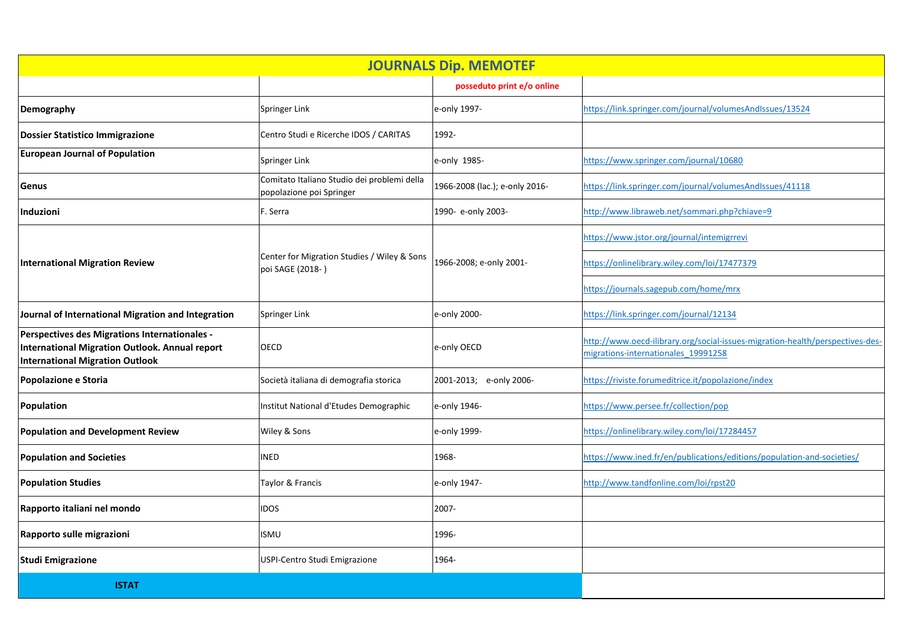# JOURNALS Dip. MEMOTEF

| | | posseduto print e/o online | |
|---|---|---|---|
| **Demography** | Springer Link | e-only 1997- | https://link.springer.com/journal/volumesAndIssues/13524 |
| **Dossier Statistico Immigrazione** | Centro Studi e Ricerche IDOS / CARITAS | 1992- | |
| **European Journal of Population** | Springer Link | e-only 1985- | https://www.springer.com/journal/10680 |
| **Genus** | Comitato Italiano Studio dei problemi della popolazione poi Springer | 1966-2008 (lac.); e-only 2016- | https://link.springer.com/journal/volumesAndIssues/41118 |
| **Induzioni** | F. Serra | 1990- e-only 2003- | http://www.libraweb.net/sommari.php?chiave=9 |
| **International Migration Review** | Center for Migration Studies / Wiley & Sons poi SAGE (2018- ) | 1966-2008; e-only 2001- | https://www.jstor.org/journal/intemigrrevi |
| | | | https://onlinelibrary.wiley.com/loi/17477379 |
| | | | https://journals.sagepub.com/home/mrx |
| **Journal of International Migration and Integration** | Springer Link | e-only 2000- | https://link.springer.com/journal/12134 |
| **Perspectives des Migrations Internationales - International Migration Outlook. Annual report International Migration Outlook** | OECD | e-only OECD | http://www.oecd-ilibrary.org/social-issues-migration-health/perspectives-des-migrations-internationales_19991258 |
| **Popolazione e Storia** | Società italiana di demografia storica | 2001-2013; e-only 2006- | https://riviste.forumeditrice.it/popolazione/index |
| **Population** | Institut National d'Etudes Demographic | e-only 1946- | https://www.persee.fr/collection/pop |
| **Population and Development Review** | Wiley & Sons | e-only 1999- | https://onlinelibrary.wiley.com/loi/17284457 |
| **Population and Societies** | INED | 1968- | https://www.ined.fr/en/publications/editions/population-and-societies/ |
| **Population Studies** | Taylor & Francis | e-only 1947- | http://www.tandfonline.com/loi/rpst20 |
| **Rapporto italiani nel mondo** | IDOS | 2007- | |
| **Rapporto sulle migrazioni** | ISMU | 1996- | |
| **Studi Emigrazione** | USPI-Centro Studi Emigrazione | 1964- | |
| **ISTAT** | | | |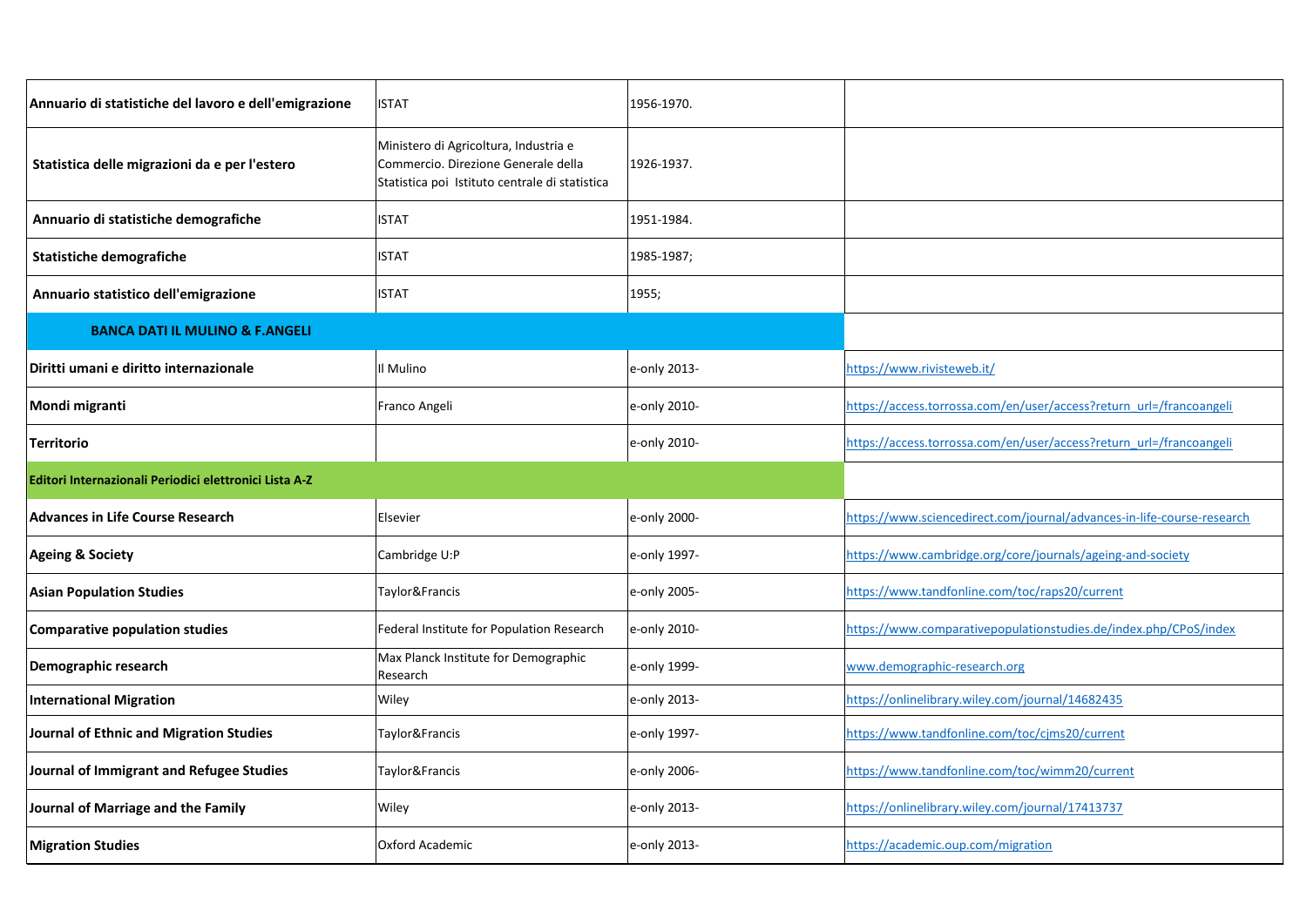| | | | |
|---|---|---|---|
| **Annuario di statistiche del lavoro e dell'emigrazione** | ISTAT | 1956-1970. | |
| **Statistica delle migrazioni da e per l'estero** | Ministero di Agricoltura, Industria e Commercio. Direzione Generale della Statistica poi Istituto centrale di statistica | 1926-1937. | |
| **Annuario di statistiche demografiche** | ISTAT | 1951-1984. | |
| **Statistiche demografiche** | ISTAT | 1985-1987; | |
| **Annuario statistico dell'emigrazione** | ISTAT | 1955; | |
| **BANCA DATI IL MULINO & F.ANGELI** | | | |
| **Diritti umani e diritto internazionale** | Il Mulino | e-only 2013- | https://www.rivisteweb.it/ |
| **Mondi migranti** | Franco Angeli | e-only 2010- | https://access.torrossa.com/en/user/access?return_url=/francoangeli |
| **Territorio** | | e-only 2010- | https://access.torrossa.com/en/user/access?return_url=/francoangeli |
| **Editori Internazionali Periodici elettronici Lista A-Z** | | | |
| **Advances in Life Course Research** | Elsevier | e-only 2000- | https://www.sciencedirect.com/journal/advances-in-life-course-research |
| **Ageing & Society** | Cambridge U:P | e-only 1997- | https://www.cambridge.org/core/journals/ageing-and-society |
| **Asian Population Studies** | Taylor&Francis | e-only 2005- | https://www.tandfonline.com/toc/raps20/current |
| **Comparative population studies** | Federal Institute for Population Research | e-only 2010- | https://www.comparativepopulationstudies.de/index.php/CPoS/index |
| **Demographic research** | Max Planck Institute for Demographic Research | e-only 1999- | www.demographic-research.org |
| **International Migration** | Wiley | e-only 2013- | https://onlinelibrary.wiley.com/journal/14682435 |
| **Journal of Ethnic and Migration Studies** | Taylor&Francis | e-only 1997- | https://www.tandfonline.com/toc/cjms20/current |
| **Journal of Immigrant and Refugee Studies** | Taylor&Francis | e-only 2006- | https://www.tandfonline.com/toc/wimm20/current |
| **Journal of Marriage and the Family** | Wiley | e-only 2013- | https://onlinelibrary.wiley.com/journal/17413737 |
| **Migration Studies** | Oxford Academic | e-only 2013- | https://academic.oup.com/migration |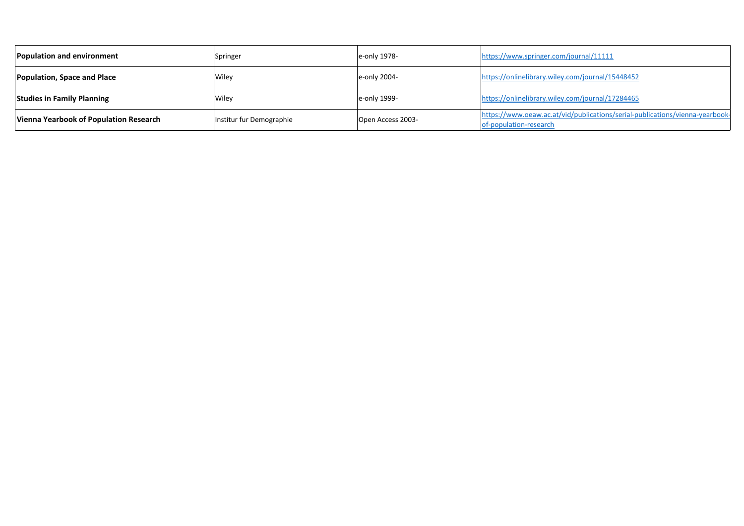| | | | |
|---|---|---|---|
| **Population and environment** | Springer | e-only 1978- | https://www.springer.com/journal/11111 |
| **Population, Space and Place** | Wiley | e-only 2004- | https://onlinelibrary.wiley.com/journal/15448452 |
| **Studies in Family Planning** | Wiley | e-only 1999- | https://onlinelibrary.wiley.com/journal/17284465 |
| **Vienna Yearbook of Population Research** | Institur fur Demographie | Open Access 2003- | https://www.oeaw.ac.at/vid/publications/serial-publications/vienna-yearbook-of-population-research |